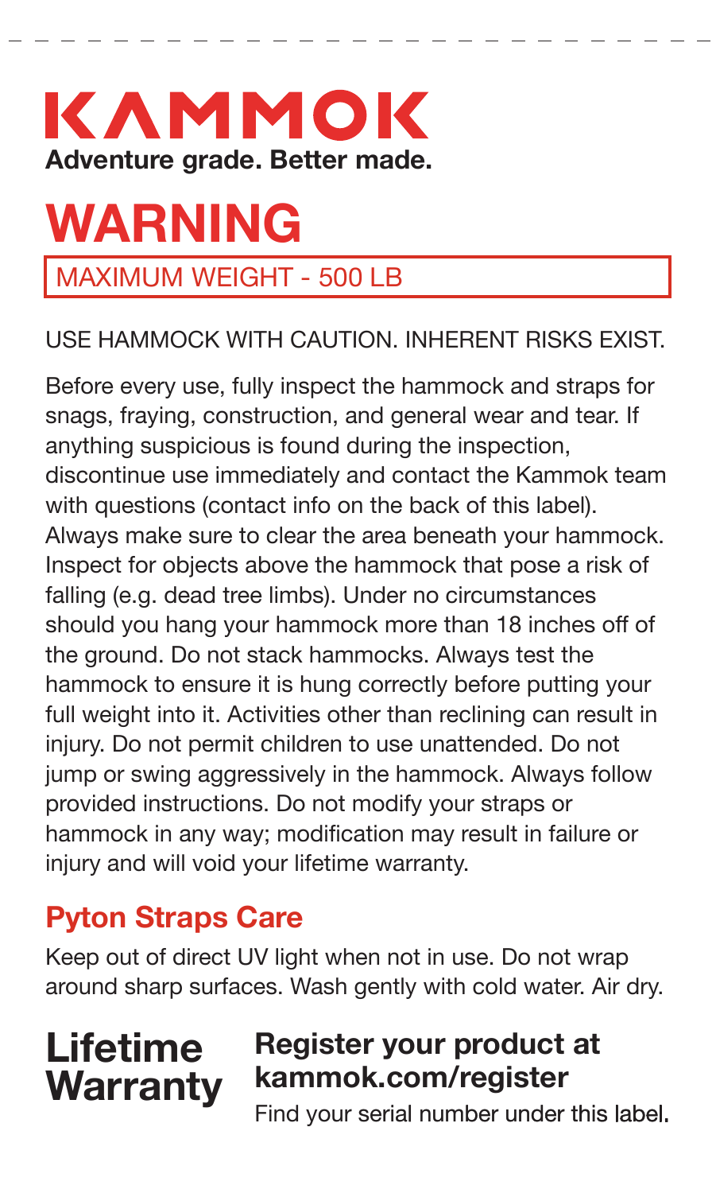# KAMMOK

**Adventure grade. Better made.**

# WARNING

MAXIMUM WEIGHT - 500 LB

USE HAMMOCK WITH CAUTION. INHERENT RISKS EXIST.

Before every use, fully inspect the hammock and straps for snags, fraying, construction, and general wear and tear. If anything suspicious is found during the inspection, discontinue use immediately and contact the Kammok team with questions (contact info on the back of this label). Always make sure to clear the area beneath your hammock. Inspect for objects above the hammock that pose a risk of falling (e.g. dead tree limbs). Under no circumstances should you hang your hammock more than 18 inches off of the ground. Do not stack hammocks. Always test the hammock to ensure it is hung correctly before putting your full weight into it. Activities other than reclining can result in injury. Do not permit children to use unattended. Do not jump or swing aggressively in the hammock. Always follow provided instructions. Do not modify your straps or hammock in any way; modification may result in failure or injury and will void your lifetime warranty.

## Pyton Straps Care

Keep out of direct UV light when not in use. Do not wrap around sharp surfaces. Wash gently with cold water. Air dry.

## Lifetime Warranty

**Register your product at kammok.com/register**

Find your serial number under this label.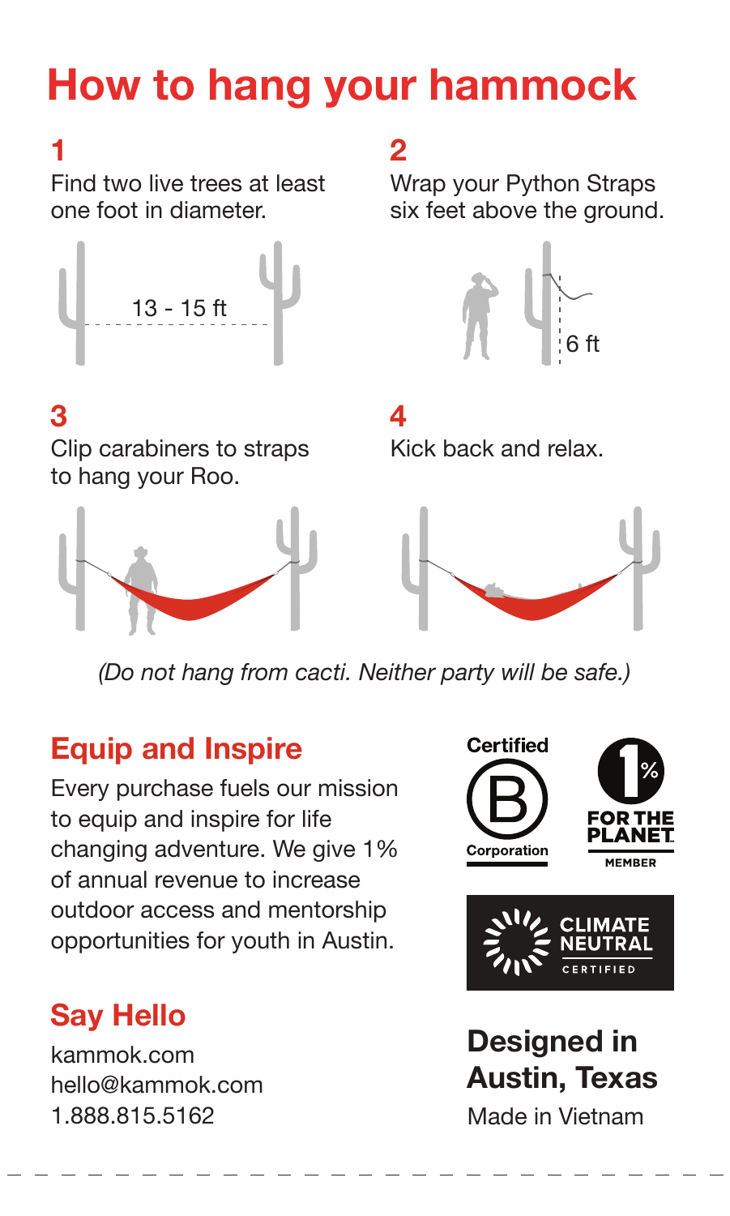# How to hang your hammock

**1**

Find two live trees at least one foot in diameter.

13 - 15 ft

**2**

Wrap your Python Straps six feet above the ground.

6 ft

**3**

Clip carabiners to straps to hang your Roo.

**4**

Kick back and relax.

*(Do not hang from cacti. Neither party will be safe.)*

## Equip and Inspire

Every purchase fuels our mission to equip and inspire for life changing adventure. We give 1% of annual revenue to increase outdoor access and mentorship opportunities for youth in Austin.

## Say Hello

kammok.com
hello@kammok.com
1.888.815.5162

Certified B Corporation

1% FOR THE PLANET MEMBER

CLIMATE NEUTRAL CERTIFIED

**Designed in Austin, Texas**

Made in Vietnam